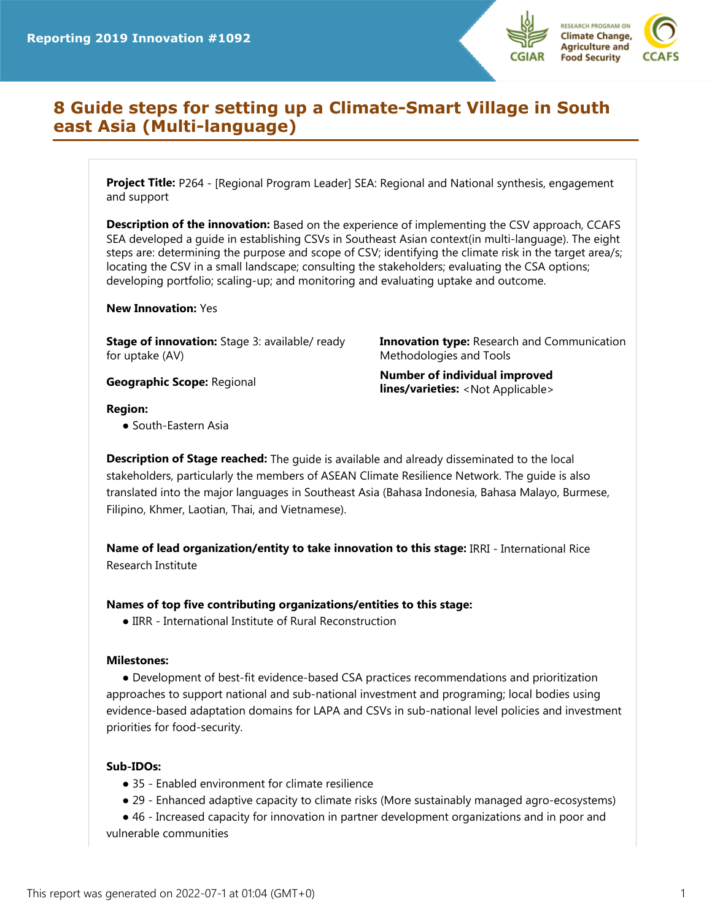Reporting 2019 Innovation #1092

# 8 Guide steps for setting up a Climate-Smart Village in South east Asia (Multi-language)

**Project Title:** P264 - [Regional Program Leader] SEA: Regional and National synthesis, engagement and support

**Description of the innovation:** Based on the experience of implementing the CSV approach, CCAFS SEA developed a guide in establishing CSVs in Southeast Asian context(in multi-language). The eight steps are: determining the purpose and scope of CSV; identifying the climate risk in the target area/s; locating the CSV in a small landscape; consulting the stakeholders; evaluating the CSA options; developing portfolio; scaling-up; and monitoring and evaluating uptake and outcome.

**New Innovation:** Yes

**Stage of innovation:** Stage 3: available/ ready for uptake (AV)

**Innovation type:** Research and Communication Methodologies and Tools

**Geographic Scope:** Regional

**Number of individual improved lines/varieties:** <Not Applicable>

**Region:**

- South-Eastern Asia

**Description of Stage reached:** The guide is available and already disseminated to the local stakeholders, particularly the members of ASEAN Climate Resilience Network. The guide is also translated into the major languages in Southeast Asia (Bahasa Indonesia, Bahasa Malayo, Burmese, Filipino, Khmer, Laotian, Thai, and Vietnamese).

**Name of lead organization/entity to take innovation to this stage:** IRRI - International Rice Research Institute

**Names of top five contributing organizations/entities to this stage:**

- IIRR - International Institute of Rural Reconstruction

**Milestones:**

- Development of best-fit evidence-based CSA practices recommendations and prioritization approaches to support national and sub-national investment and programing; local bodies using evidence-based adaptation domains for LAPA and CSVs in sub-national level policies and investment priorities for food-security.

**Sub-IDOs:**

- 35 - Enabled environment for climate resilience
- 29 - Enhanced adaptive capacity to climate risks (More sustainably managed agro-ecosystems)
- 46 - Increased capacity for innovation in partner development organizations and in poor and vulnerable communities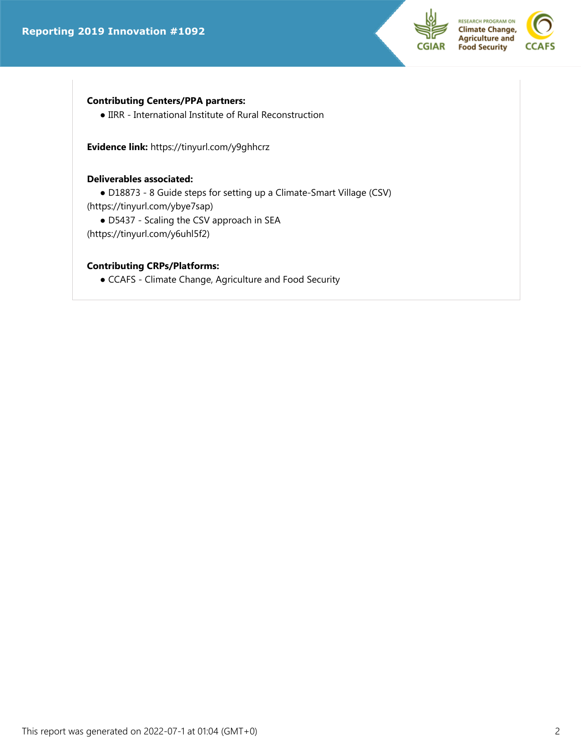**Contributing Centers/PPA partners:**

- IIRR - International Institute of Rural Reconstruction

**Evidence link:** https://tinyurl.com/y9ghhcrz

**Deliverables associated:**

- D18873 - 8 Guide steps for setting up a Climate-Smart Village (CSV) (https://tinyurl.com/ybye7sap)
- D5437 - Scaling the CSV approach in SEA (https://tinyurl.com/y6uhl5f2)

**Contributing CRPs/Platforms:**

- CCAFS - Climate Change, Agriculture and Food Security